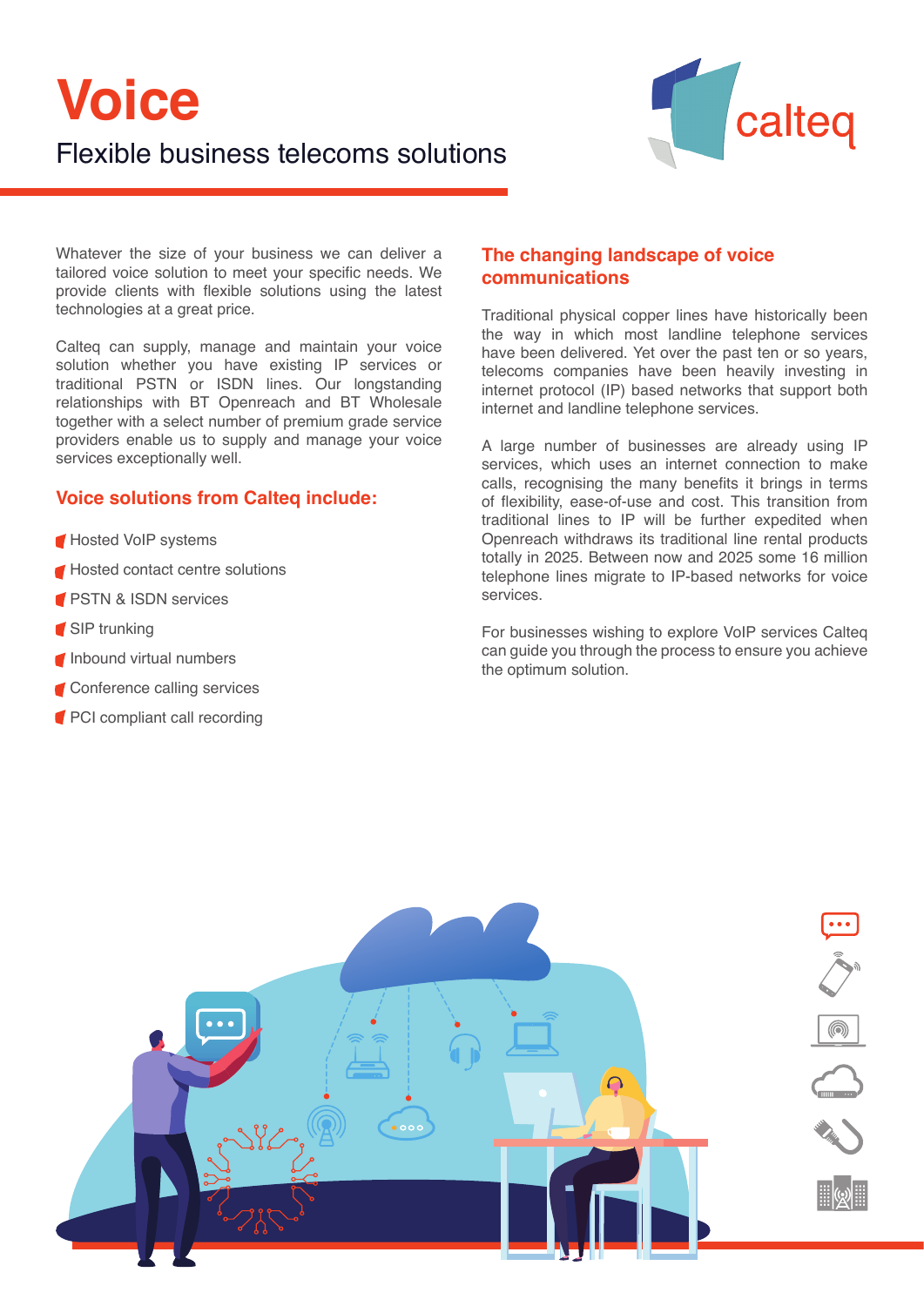# Voice

Flexible business telecoms solutions

calteq

Whatever the size of your business we can deliver a tailored voice solution to meet your specific needs. We provide clients with flexible solutions using the latest technologies at a great price.

Calteq can supply, manage and maintain your voice solution whether you have existing IP services or traditional PSTN or ISDN lines. Our longstanding relationships with BT Openreach and BT Wholesale together with a select number of premium grade service providers enable us to supply and manage your voice services exceptionally well.

## Voice solutions from Calteq include:

- Hosted VoIP systems
- Hosted contact centre solutions
- PSTN & ISDN services
- SIP trunking
- Inbound virtual numbers
- Conference calling services
- PCI compliant call recording

## The changing landscape of voice communications

Traditional physical copper lines have historically been the way in which most landline telephone services have been delivered. Yet over the past ten or so years, telecoms companies have been heavily investing in internet protocol (IP) based networks that support both internet and landline telephone services.

A large number of businesses are already using IP services, which uses an internet connection to make calls, recognising the many benefits it brings in terms of flexibility, ease-of-use and cost. This transition from traditional lines to IP will be further expedited when Openreach withdraws its traditional line rental products totally in 2025. Between now and 2025 some 16 million telephone lines migrate to IP-based networks for voice services.

For businesses wishing to explore VoIP services Calteq can guide you through the process to ensure you achieve the optimum solution.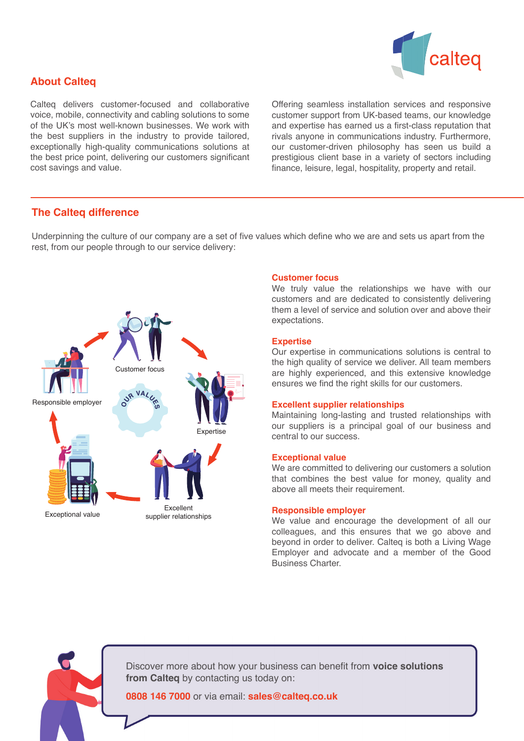## About Calteq

Calteq delivers customer-focused and collaborative voice, mobile, connectivity and cabling solutions to some of the UK's most well-known businesses. We work with the best suppliers in the industry to provide tailored, exceptionally high-quality communications solutions at the best price point, delivering our customers significant cost savings and value.

Offering seamless installation services and responsive customer support from UK-based teams, our knowledge and expertise has earned us a first-class reputation that rivals anyone in communications industry. Furthermore, our customer-driven philosophy has seen us build a prestigious client base in a variety of sectors including finance, leisure, legal, hospitality, property and retail.

## The Calteq difference

Underpinning the culture of our company are a set of five values which define who we are and sets us apart from the rest, from our people through to our service delivery:

OUR VALUES

Customer focus

Expertise

Excellent supplier relationships

Exceptional value

Responsible employer

### Customer focus

We truly value the relationships we have with our customers and are dedicated to consistently delivering them a level of service and solution over and above their expectations.

### Expertise

Our expertise in communications solutions is central to the high quality of service we deliver. All team members are highly experienced, and this extensive knowledge ensures we find the right skills for our customers.

### Excellent supplier relationships

Maintaining long-lasting and trusted relationships with our suppliers is a principal goal of our business and central to our success.

### Exceptional value

We are committed to delivering our customers a solution that combines the best value for money, quality and above all meets their requirement.

### Responsible employer

We value and encourage the development of all our colleagues, and this ensures that we go above and beyond in order to deliver. Calteq is both a Living Wage Employer and advocate and a member of the Good Business Charter.

Discover more about how your business can benefit from **voice solutions from Calteq** by contacting us today on:

**0808 146 7000** or via email: **sales@calteq.co.uk**